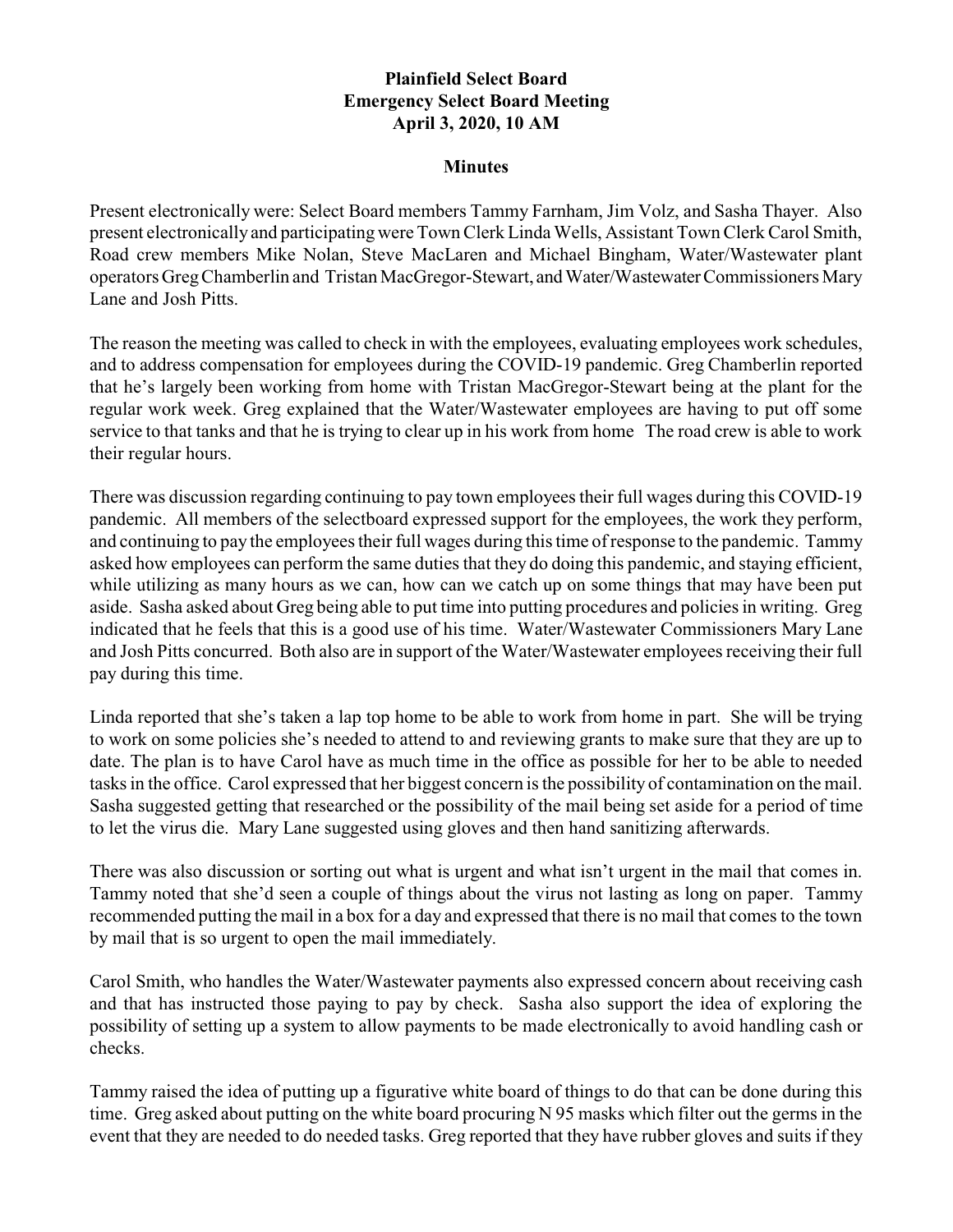**Plainfield Select Board**
**Emergency Select Board Meeting**
**April 3, 2020, 10 AM**

**Minutes**

Present electronically were: Select Board members Tammy Farnham, Jim Volz, and Sasha Thayer. Also present electronically and participating were Town Clerk Linda Wells, Assistant Town Clerk Carol Smith, Road crew members Mike Nolan, Steve MacLaren and Michael Bingham, Water/Wastewater plant operators Greg Chamberlin and Tristan MacGregor-Stewart, and Water/Wastewater Commissioners Mary Lane and Josh Pitts.

The reason the meeting was called to check in with the employees, evaluating employees work schedules, and to address compensation for employees during the COVID-19 pandemic. Greg Chamberlin reported that he's largely been working from home with Tristan MacGregor-Stewart being at the plant for the regular work week. Greg explained that the Water/Wastewater employees are having to put off some service to that tanks and that he is trying to clear up in his work from home The road crew is able to work their regular hours.

There was discussion regarding continuing to pay town employees their full wages during this COVID-19 pandemic. All members of the selectboard expressed support for the employees, the work they perform, and continuing to pay the employees their full wages during this time of response to the pandemic. Tammy asked how employees can perform the same duties that they do doing this pandemic, and staying efficient, while utilizing as many hours as we can, how can we catch up on some things that may have been put aside. Sasha asked about Greg being able to put time into putting procedures and policies in writing. Greg indicated that he feels that this is a good use of his time. Water/Wastewater Commissioners Mary Lane and Josh Pitts concurred. Both also are in support of the Water/Wastewater employees receiving their full pay during this time.

Linda reported that she's taken a lap top home to be able to work from home in part. She will be trying to work on some policies she's needed to attend to and reviewing grants to make sure that they are up to date. The plan is to have Carol have as much time in the office as possible for her to be able to needed tasks in the office. Carol expressed that her biggest concern is the possibility of contamination on the mail. Sasha suggested getting that researched or the possibility of the mail being set aside for a period of time to let the virus die. Mary Lane suggested using gloves and then hand sanitizing afterwards.

There was also discussion or sorting out what is urgent and what isn't urgent in the mail that comes in. Tammy noted that she'd seen a couple of things about the virus not lasting as long on paper. Tammy recommended putting the mail in a box for a day and expressed that there is no mail that comes to the town by mail that is so urgent to open the mail immediately.

Carol Smith, who handles the Water/Wastewater payments also expressed concern about receiving cash and that has instructed those paying to pay by check. Sasha also support the idea of exploring the possibility of setting up a system to allow payments to be made electronically to avoid handling cash or checks.

Tammy raised the idea of putting up a figurative white board of things to do that can be done during this time. Greg asked about putting on the white board procuring N 95 masks which filter out the germs in the event that they are needed to do needed tasks. Greg reported that they have rubber gloves and suits if they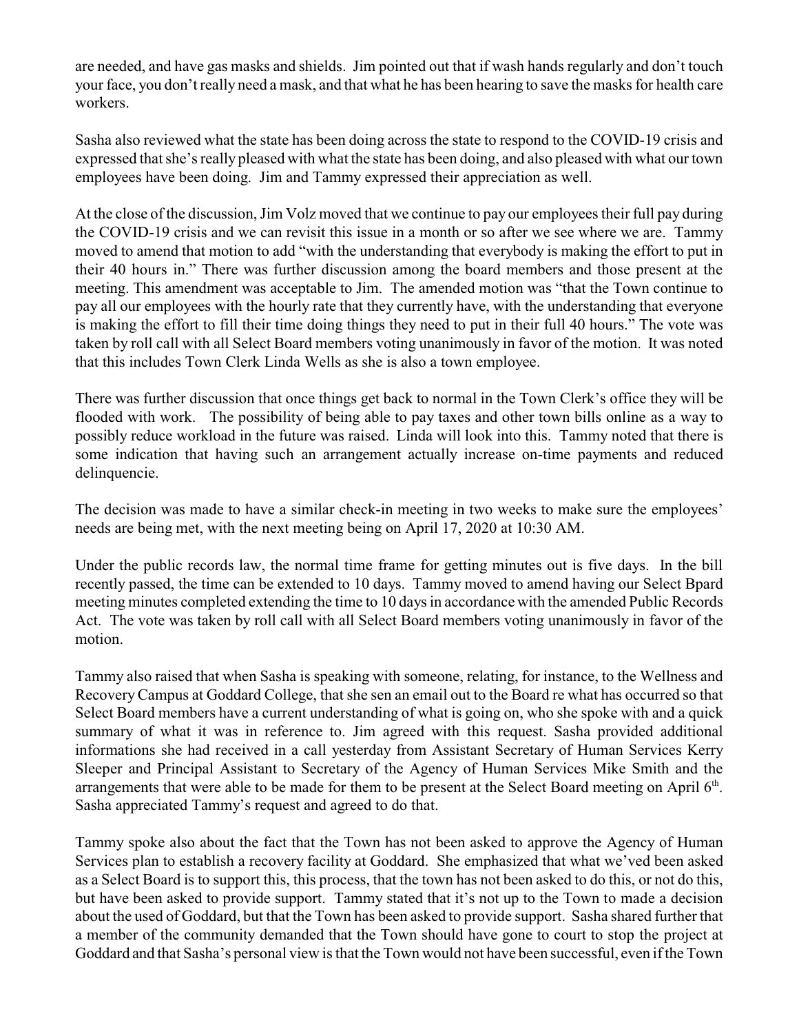are needed, and have gas masks and shields. Jim pointed out that if wash hands regularly and don't touch your face, you don't really need a mask, and that what he has been hearing to save the masks for health care workers.

Sasha also reviewed what the state has been doing across the state to respond to the COVID-19 crisis and expressed that she's really pleased with what the state has been doing, and also pleased with what our town employees have been doing. Jim and Tammy expressed their appreciation as well.

At the close of the discussion, Jim Volz moved that we continue to pay our employees their full pay during the COVID-19 crisis and we can revisit this issue in a month or so after we see where we are. Tammy moved to amend that motion to add "with the understanding that everybody is making the effort to put in their 40 hours in." There was further discussion among the board members and those present at the meeting. This amendment was acceptable to Jim. The amended motion was "that the Town continue to pay all our employees with the hourly rate that they currently have, with the understanding that everyone is making the effort to fill their time doing things they need to put in their full 40 hours." The vote was taken by roll call with all Select Board members voting unanimously in favor of the motion. It was noted that this includes Town Clerk Linda Wells as she is also a town employee.

There was further discussion that once things get back to normal in the Town Clerk's office they will be flooded with work. The possibility of being able to pay taxes and other town bills online as a way to possibly reduce workload in the future was raised. Linda will look into this. Tammy noted that there is some indication that having such an arrangement actually increase on-time payments and reduced delinquencie.

The decision was made to have a similar check-in meeting in two weeks to make sure the employees' needs are being met, with the next meeting being on April 17, 2020 at 10:30 AM.

Under the public records law, the normal time frame for getting minutes out is five days. In the bill recently passed, the time can be extended to 10 days. Tammy moved to amend having our Select Bpard meeting minutes completed extending the time to 10 days in accordance with the amended Public Records Act. The vote was taken by roll call with all Select Board members voting unanimously in favor of the motion.

Tammy also raised that when Sasha is speaking with someone, relating, for instance, to the Wellness and Recovery Campus at Goddard College, that she sen an email out to the Board re what has occurred so that Select Board members have a current understanding of what is going on, who she spoke with and a quick summary of what it was in reference to. Jim agreed with this request. Sasha provided additional informations she had received in a call yesterday from Assistant Secretary of Human Services Kerry Sleeper and Principal Assistant to Secretary of the Agency of Human Services Mike Smith and the arrangements that were able to be made for them to be present at the Select Board meeting on April 6th. Sasha appreciated Tammy's request and agreed to do that.

Tammy spoke also about the fact that the Town has not been asked to approve the Agency of Human Services plan to establish a recovery facility at Goddard. She emphasized that what we'ved been asked as a Select Board is to support this, this process, that the town has not been asked to do this, or not do this, but have been asked to provide support. Tammy stated that it's not up to the Town to made a decision about the used of Goddard, but that the Town has been asked to provide support. Sasha shared further that a member of the community demanded that the Town should have gone to court to stop the project at Goddard and that Sasha's personal view is that the Town would not have been successful, even if the Town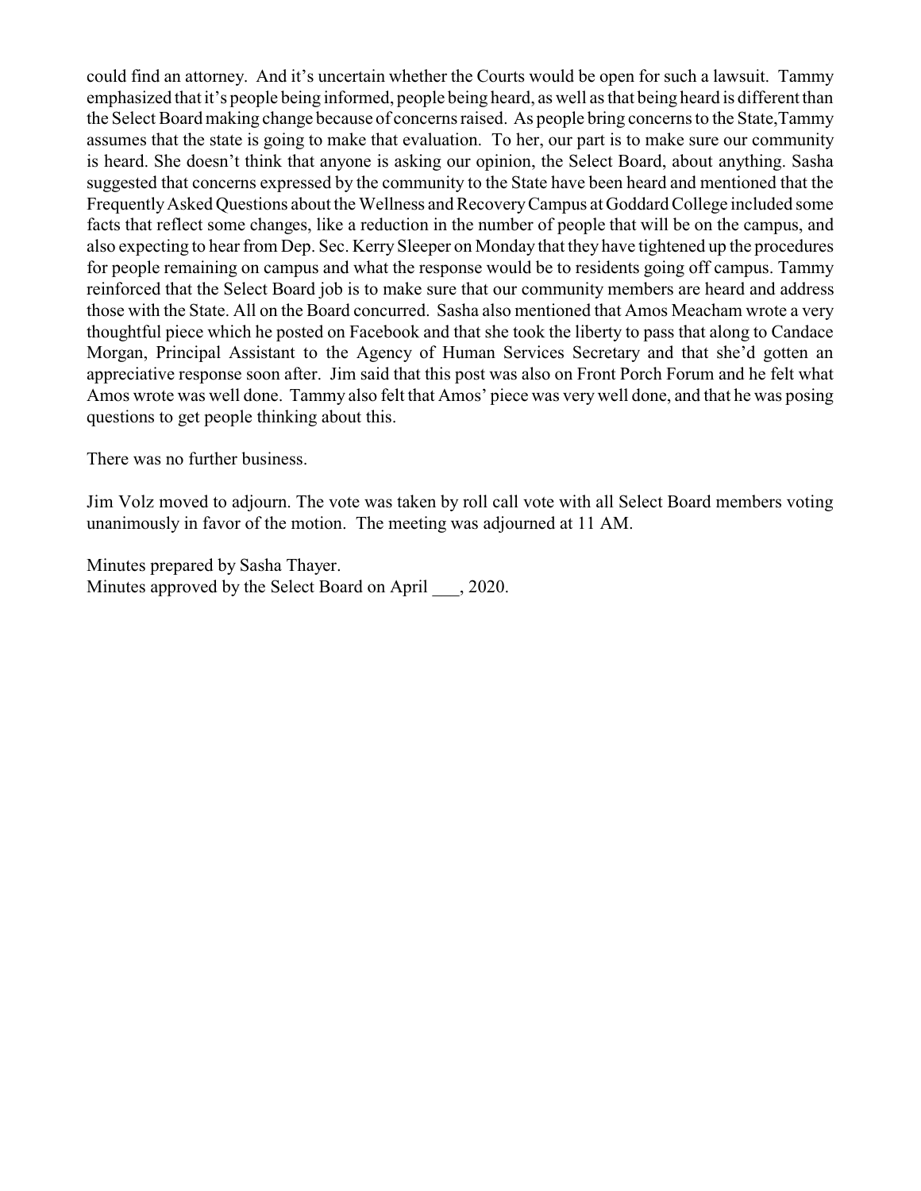could find an attorney. And it's uncertain whether the Courts would be open for such a lawsuit. Tammy emphasized that it's people being informed, people being heard, as well as that being heard is different than the Select Board making change because of concerns raised. As people bring concerns to the State,Tammy assumes that the state is going to make that evaluation. To her, our part is to make sure our community is heard. She doesn't think that anyone is asking our opinion, the Select Board, about anything. Sasha suggested that concerns expressed by the community to the State have been heard and mentioned that the Frequently Asked Questions about the Wellness and Recovery Campus at Goddard College included some facts that reflect some changes, like a reduction in the number of people that will be on the campus, and also expecting to hear from Dep. Sec. Kerry Sleeper on Monday that they have tightened up the procedures for people remaining on campus and what the response would be to residents going off campus. Tammy reinforced that the Select Board job is to make sure that our community members are heard and address those with the State. All on the Board concurred. Sasha also mentioned that Amos Meacham wrote a very thoughtful piece which he posted on Facebook and that she took the liberty to pass that along to Candace Morgan, Principal Assistant to the Agency of Human Services Secretary and that she'd gotten an appreciative response soon after. Jim said that this post was also on Front Porch Forum and he felt what Amos wrote was well done. Tammy also felt that Amos' piece was very well done, and that he was posing questions to get people thinking about this.

There was no further business.

Jim Volz moved to adjourn. The vote was taken by roll call vote with all Select Board members voting unanimously in favor of the motion. The meeting was adjourned at 11 AM.

Minutes prepared by Sasha Thayer.
Minutes approved by the Select Board on April ___, 2020.